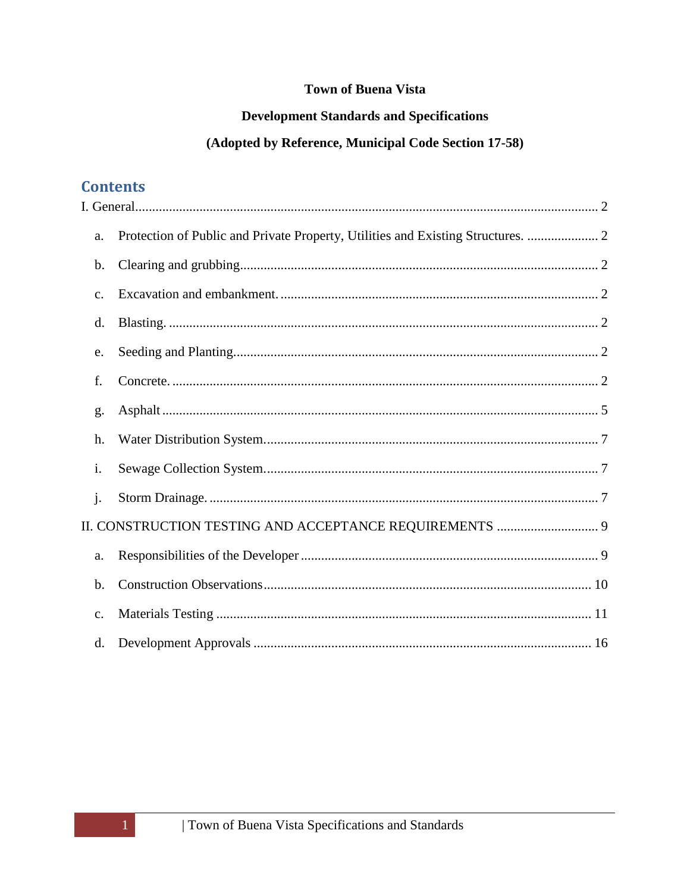**Town of Buena Vista**

**Development Standards and Specifications**

**(Adopted by Reference, Municipal Code Section 17-58)**

## Contents

I. General ........................................................ 2

- a. Protection of Public and Private Property, Utilities and Existing Structures. ........ 2
- b. Clearing and grubbing ........................................................ 2
- c. Excavation and embankment. ........................................................ 2
- d. Blasting. ........................................................ 2
- e. Seeding and Planting ........................................................ 2
- f. Concrete. ........................................................ 2
- g. Asphalt ........................................................ 5
- h. Water Distribution System. ........................................................ 7
- i. Sewage Collection System. ........................................................ 7
- j. Storm Drainage. ........................................................ 7

II. CONSTRUCTION TESTING AND ACCEPTANCE REQUIREMENTS ........................ 9

- a. Responsibilities of the Developer ........................................................ 9
- b. Construction Observations ........................................................ 10
- c. Materials Testing ........................................................ 11
- d. Development Approvals ........................................................ 16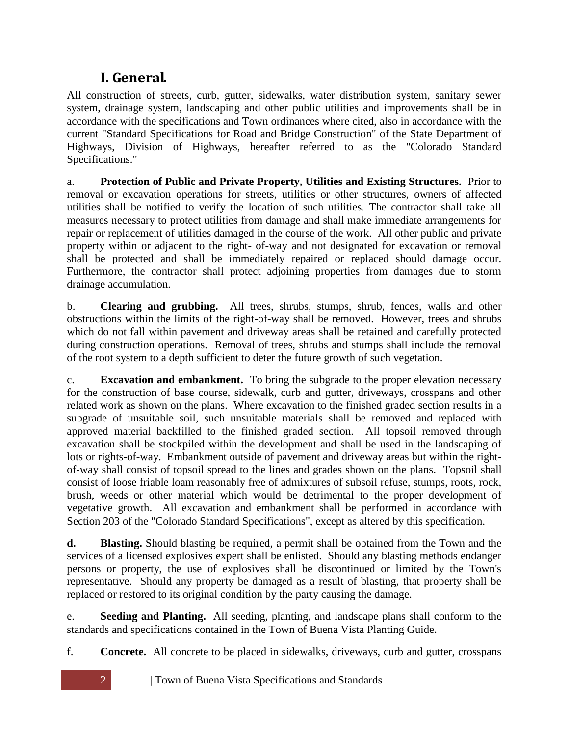# I. General.

All construction of streets, curb, gutter, sidewalks, water distribution system, sanitary sewer system, drainage system, landscaping and other public utilities and improvements shall be in accordance with the specifications and Town ordinances where cited, also in accordance with the current "Standard Specifications for Road and Bridge Construction" of the State Department of Highways, Division of Highways, hereafter referred to as the "Colorado Standard Specifications."

a. **Protection of Public and Private Property, Utilities and Existing Structures.** Prior to removal or excavation operations for streets, utilities or other structures, owners of affected utilities shall be notified to verify the location of such utilities. The contractor shall take all measures necessary to protect utilities from damage and shall make immediate arrangements for repair or replacement of utilities damaged in the course of the work. All other public and private property within or adjacent to the right- of-way and not designated for excavation or removal shall be protected and shall be immediately repaired or replaced should damage occur. Furthermore, the contractor shall protect adjoining properties from damages due to storm drainage accumulation.

b. **Clearing and grubbing.** All trees, shrubs, stumps, shrub, fences, walls and other obstructions within the limits of the right-of-way shall be removed. However, trees and shrubs which do not fall within pavement and driveway areas shall be retained and carefully protected during construction operations. Removal of trees, shrubs and stumps shall include the removal of the root system to a depth sufficient to deter the future growth of such vegetation.

c. **Excavation and embankment.** To bring the subgrade to the proper elevation necessary for the construction of base course, sidewalk, curb and gutter, driveways, crosspans and other related work as shown on the plans. Where excavation to the finished graded section results in a subgrade of unsuitable soil, such unsuitable materials shall be removed and replaced with approved material backfilled to the finished graded section. All topsoil removed through excavation shall be stockpiled within the development and shall be used in the landscaping of lots or rights-of-way. Embankment outside of pavement and driveway areas but within the right-of-way shall consist of topsoil spread to the lines and grades shown on the plans. Topsoil shall consist of loose friable loam reasonably free of admixtures of subsoil refuse, stumps, roots, rock, brush, weeds or other material which would be detrimental to the proper development of vegetative growth. All excavation and embankment shall be performed in accordance with Section 203 of the "Colorado Standard Specifications", except as altered by this specification.

**d. Blasting.** Should blasting be required, a permit shall be obtained from the Town and the services of a licensed explosives expert shall be enlisted. Should any blasting methods endanger persons or property, the use of explosives shall be discontinued or limited by the Town's representative. Should any property be damaged as a result of blasting, that property shall be replaced or restored to its original condition by the party causing the damage.

e. **Seeding and Planting.** All seeding, planting, and landscape plans shall conform to the standards and specifications contained in the Town of Buena Vista Planting Guide.

f. **Concrete.** All concrete to be placed in sidewalks, driveways, curb and gutter, crosspans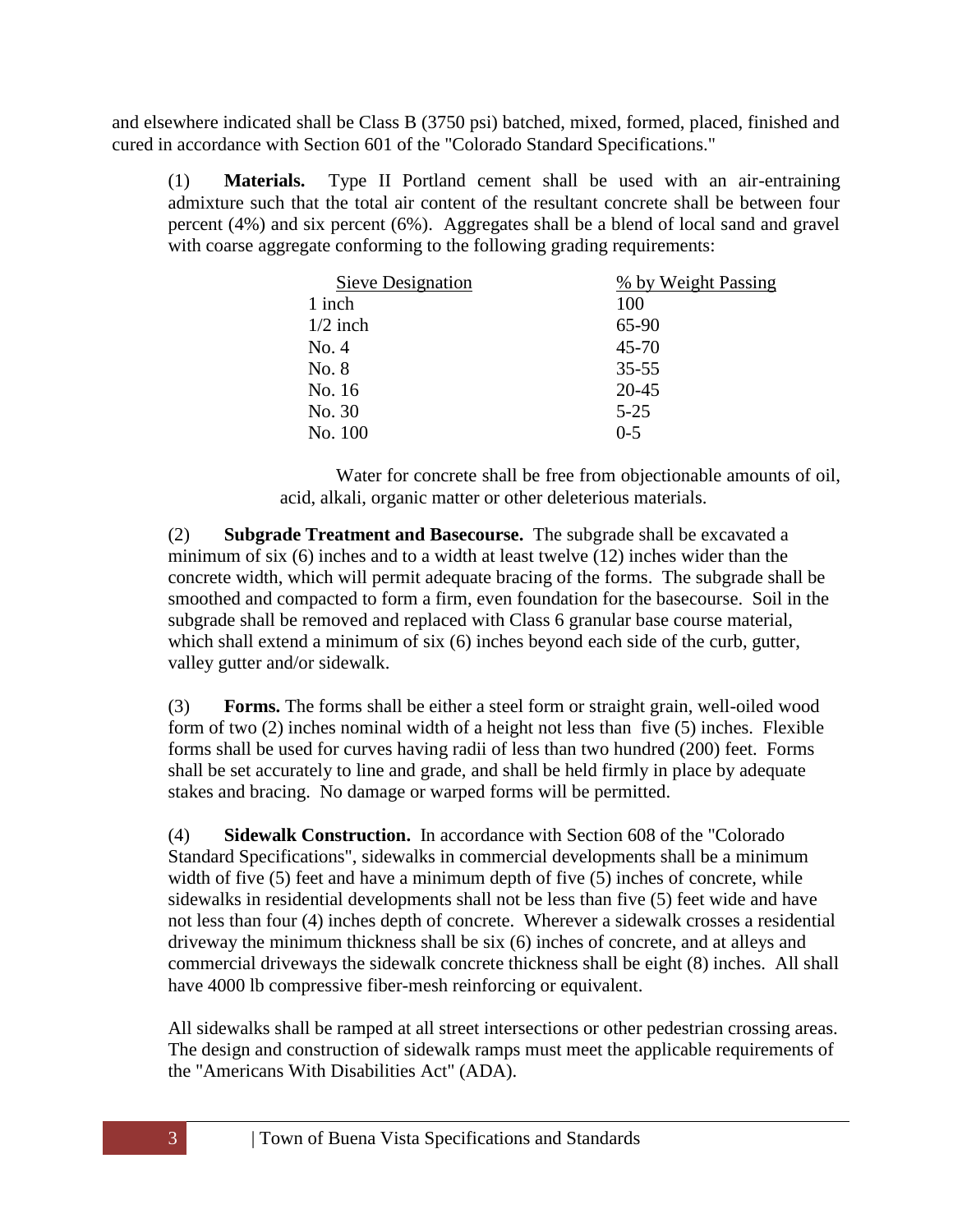and elsewhere indicated shall be Class B (3750 psi) batched, mixed, formed, placed, finished and cured in accordance with Section 601 of the "Colorado Standard Specifications."

(1) **Materials.** Type II Portland cement shall be used with an air-entraining admixture such that the total air content of the resultant concrete shall be between four percent (4%) and six percent (6%). Aggregates shall be a blend of local sand and gravel with coarse aggregate conforming to the following grading requirements:

| Sieve Designation | % by Weight Passing |
|---|---|
| 1 inch | 100 |
| 1/2 inch | 65-90 |
| No. 4 | 45-70 |
| No. 8 | 35-55 |
| No. 16 | 20-45 |
| No. 30 | 5-25 |
| No. 100 | 0-5 |

Water for concrete shall be free from objectionable amounts of oil, acid, alkali, organic matter or other deleterious materials.

(2) **Subgrade Treatment and Basecourse.** The subgrade shall be excavated a minimum of six (6) inches and to a width at least twelve (12) inches wider than the concrete width, which will permit adequate bracing of the forms. The subgrade shall be smoothed and compacted to form a firm, even foundation for the basecourse. Soil in the subgrade shall be removed and replaced with Class 6 granular base course material, which shall extend a minimum of six (6) inches beyond each side of the curb, gutter, valley gutter and/or sidewalk.

(3) **Forms.** The forms shall be either a steel form or straight grain, well-oiled wood form of two (2) inches nominal width of a height not less than five (5) inches. Flexible forms shall be used for curves having radii of less than two hundred (200) feet. Forms shall be set accurately to line and grade, and shall be held firmly in place by adequate stakes and bracing. No damage or warped forms will be permitted.

(4) **Sidewalk Construction.** In accordance with Section 608 of the "Colorado Standard Specifications", sidewalks in commercial developments shall be a minimum width of five (5) feet and have a minimum depth of five (5) inches of concrete, while sidewalks in residential developments shall not be less than five (5) feet wide and have not less than four (4) inches depth of concrete. Wherever a sidewalk crosses a residential driveway the minimum thickness shall be six (6) inches of concrete, and at alleys and commercial driveways the sidewalk concrete thickness shall be eight (8) inches. All shall have 4000 lb compressive fiber-mesh reinforcing or equivalent.

All sidewalks shall be ramped at all street intersections or other pedestrian crossing areas. The design and construction of sidewalk ramps must meet the applicable requirements of the "Americans With Disabilities Act" (ADA).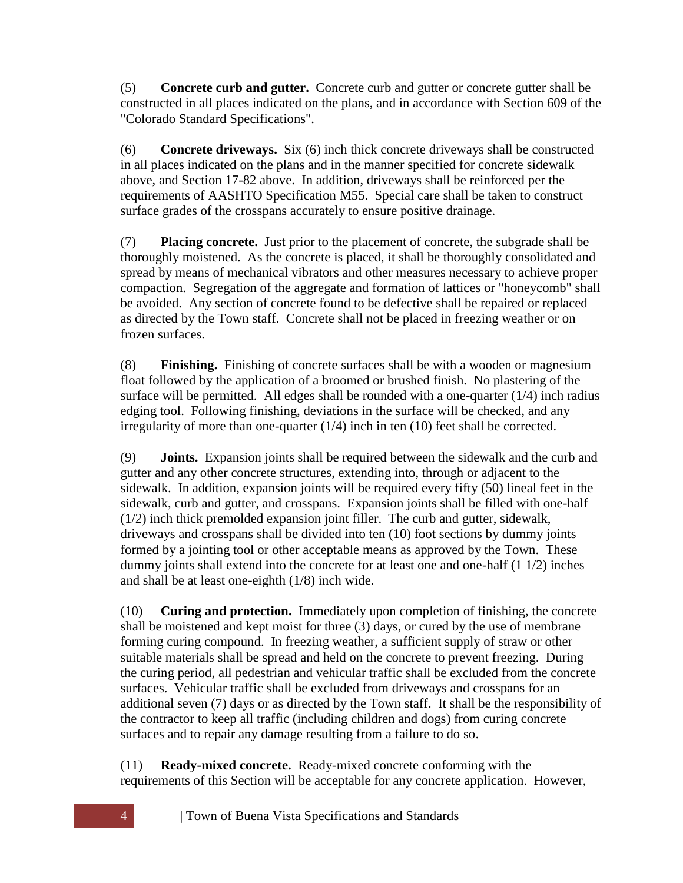(5) **Concrete curb and gutter.** Concrete curb and gutter or concrete gutter shall be constructed in all places indicated on the plans, and in accordance with Section 609 of the "Colorado Standard Specifications".

(6) **Concrete driveways.** Six (6) inch thick concrete driveways shall be constructed in all places indicated on the plans and in the manner specified for concrete sidewalk above, and Section 17-82 above. In addition, driveways shall be reinforced per the requirements of AASHTO Specification M55. Special care shall be taken to construct surface grades of the crosspans accurately to ensure positive drainage.

(7) **Placing concrete.** Just prior to the placement of concrete, the subgrade shall be thoroughly moistened. As the concrete is placed, it shall be thoroughly consolidated and spread by means of mechanical vibrators and other measures necessary to achieve proper compaction. Segregation of the aggregate and formation of lattices or "honeycomb" shall be avoided. Any section of concrete found to be defective shall be repaired or replaced as directed by the Town staff. Concrete shall not be placed in freezing weather or on frozen surfaces.

(8) **Finishing.** Finishing of concrete surfaces shall be with a wooden or magnesium float followed by the application of a broomed or brushed finish. No plastering of the surface will be permitted. All edges shall be rounded with a one-quarter (1/4) inch radius edging tool. Following finishing, deviations in the surface will be checked, and any irregularity of more than one-quarter (1/4) inch in ten (10) feet shall be corrected.

(9) **Joints.** Expansion joints shall be required between the sidewalk and the curb and gutter and any other concrete structures, extending into, through or adjacent to the sidewalk. In addition, expansion joints will be required every fifty (50) lineal feet in the sidewalk, curb and gutter, and crosspans. Expansion joints shall be filled with one-half (1/2) inch thick premolded expansion joint filler. The curb and gutter, sidewalk, driveways and crosspans shall be divided into ten (10) foot sections by dummy joints formed by a jointing tool or other acceptable means as approved by the Town. These dummy joints shall extend into the concrete for at least one and one-half (1 1/2) inches and shall be at least one-eighth (1/8) inch wide.

(10) **Curing and protection.** Immediately upon completion of finishing, the concrete shall be moistened and kept moist for three (3) days, or cured by the use of membrane forming curing compound. In freezing weather, a sufficient supply of straw or other suitable materials shall be spread and held on the concrete to prevent freezing. During the curing period, all pedestrian and vehicular traffic shall be excluded from the concrete surfaces. Vehicular traffic shall be excluded from driveways and crosspans for an additional seven (7) days or as directed by the Town staff. It shall be the responsibility of the contractor to keep all traffic (including children and dogs) from curing concrete surfaces and to repair any damage resulting from a failure to do so.

(11) **Ready-mixed concrete.** Ready-mixed concrete conforming with the requirements of this Section will be acceptable for any concrete application. However,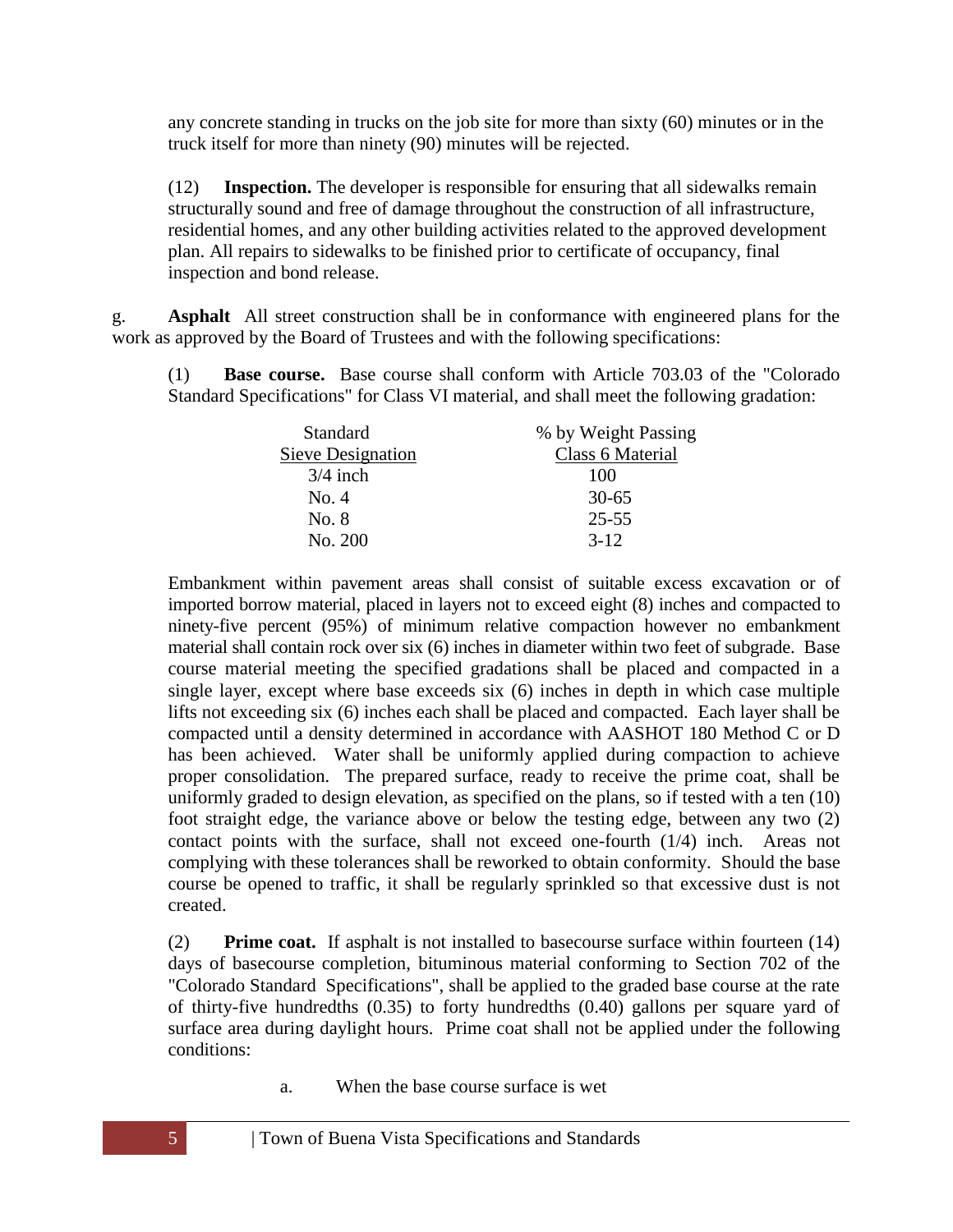any concrete standing in trucks on the job site for more than sixty (60) minutes or in the truck itself for more than ninety (90) minutes will be rejected.

(12) **Inspection.** The developer is responsible for ensuring that all sidewalks remain structurally sound and free of damage throughout the construction of all infrastructure, residential homes, and any other building activities related to the approved development plan. All repairs to sidewalks to be finished prior to certificate of occupancy, final inspection and bond release.

g. **Asphalt** All street construction shall be in conformance with engineered plans for the work as approved by the Board of Trustees and with the following specifications:

(1) **Base course.** Base course shall conform with Article 703.03 of the "Colorado Standard Specifications" for Class VI material, and shall meet the following gradation:

| Standard Sieve Designation | % by Weight Passing Class 6 Material |
|---|---|
| 3/4 inch | 100 |
| No. 4 | 30-65 |
| No. 8 | 25-55 |
| No. 200 | 3-12 |

Embankment within pavement areas shall consist of suitable excess excavation or of imported borrow material, placed in layers not to exceed eight (8) inches and compacted to ninety-five percent (95%) of minimum relative compaction however no embankment material shall contain rock over six (6) inches in diameter within two feet of subgrade. Base course material meeting the specified gradations shall be placed and compacted in a single layer, except where base exceeds six (6) inches in depth in which case multiple lifts not exceeding six (6) inches each shall be placed and compacted. Each layer shall be compacted until a density determined in accordance with AASHOT 180 Method C or D has been achieved. Water shall be uniformly applied during compaction to achieve proper consolidation. The prepared surface, ready to receive the prime coat, shall be uniformly graded to design elevation, as specified on the plans, so if tested with a ten (10) foot straight edge, the variance above or below the testing edge, between any two (2) contact points with the surface, shall not exceed one-fourth (1/4) inch. Areas not complying with these tolerances shall be reworked to obtain conformity. Should the base course be opened to traffic, it shall be regularly sprinkled so that excessive dust is not created.

(2) **Prime coat.** If asphalt is not installed to basecourse surface within fourteen (14) days of basecourse completion, bituminous material conforming to Section 702 of the "Colorado Standard Specifications", shall be applied to the graded base course at the rate of thirty-five hundredths (0.35) to forty hundredths (0.40) gallons per square yard of surface area during daylight hours. Prime coat shall not be applied under the following conditions:

a. When the base course surface is wet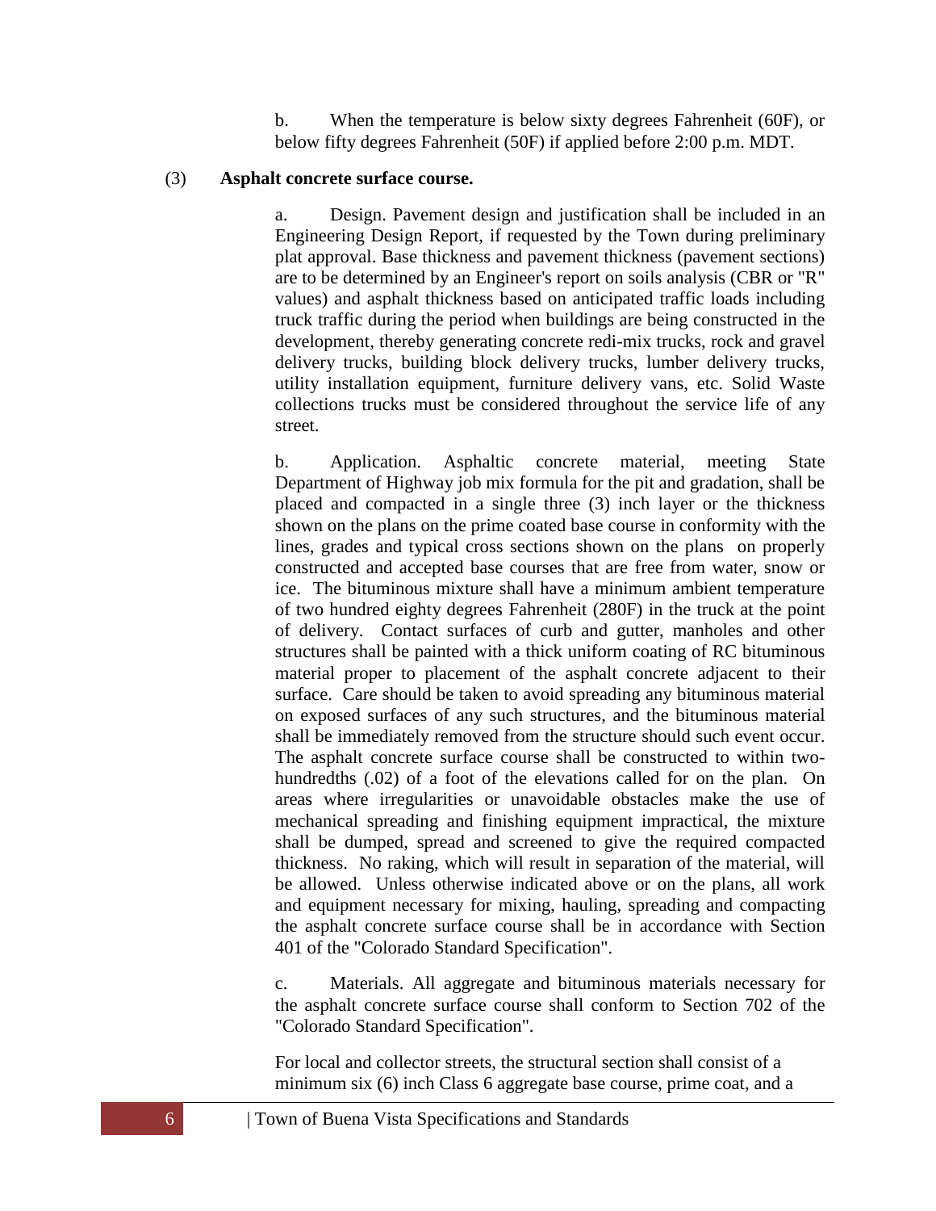b. When the temperature is below sixty degrees Fahrenheit (60F), or below fifty degrees Fahrenheit (50F) if applied before 2:00 p.m. MDT.

(3) **Asphalt concrete surface course.**

a. Design. Pavement design and justification shall be included in an Engineering Design Report, if requested by the Town during preliminary plat approval. Base thickness and pavement thickness (pavement sections) are to be determined by an Engineer's report on soils analysis (CBR or "R" values) and asphalt thickness based on anticipated traffic loads including truck traffic during the period when buildings are being constructed in the development, thereby generating concrete redi-mix trucks, rock and gravel delivery trucks, building block delivery trucks, lumber delivery trucks, utility installation equipment, furniture delivery vans, etc. Solid Waste collections trucks must be considered throughout the service life of any street.

b. Application. Asphaltic concrete material, meeting State Department of Highway job mix formula for the pit and gradation, shall be placed and compacted in a single three (3) inch layer or the thickness shown on the plans on the prime coated base course in conformity with the lines, grades and typical cross sections shown on the plans on properly constructed and accepted base courses that are free from water, snow or ice. The bituminous mixture shall have a minimum ambient temperature of two hundred eighty degrees Fahrenheit (280F) in the truck at the point of delivery. Contact surfaces of curb and gutter, manholes and other structures shall be painted with a thick uniform coating of RC bituminous material proper to placement of the asphalt concrete adjacent to their surface. Care should be taken to avoid spreading any bituminous material on exposed surfaces of any such structures, and the bituminous material shall be immediately removed from the structure should such event occur. The asphalt concrete surface course shall be constructed to within two-hundredths (.02) of a foot of the elevations called for on the plan. On areas where irregularities or unavoidable obstacles make the use of mechanical spreading and finishing equipment impractical, the mixture shall be dumped, spread and screened to give the required compacted thickness. No raking, which will result in separation of the material, will be allowed. Unless otherwise indicated above or on the plans, all work and equipment necessary for mixing, hauling, spreading and compacting the asphalt concrete surface course shall be in accordance with Section 401 of the "Colorado Standard Specification".

c. Materials. All aggregate and bituminous materials necessary for the asphalt concrete surface course shall conform to Section 702 of the "Colorado Standard Specification".

For local and collector streets, the structural section shall consist of a minimum six (6) inch Class 6 aggregate base course, prime coat, and a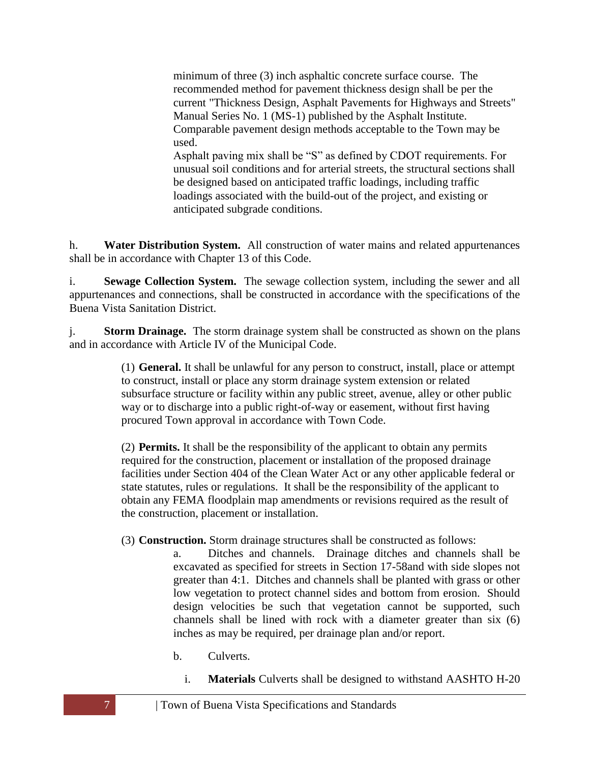minimum of three (3) inch asphaltic concrete surface course. The recommended method for pavement thickness design shall be per the current "Thickness Design, Asphalt Pavements for Highways and Streets" Manual Series No. 1 (MS-1) published by the Asphalt Institute. Comparable pavement design methods acceptable to the Town may be used.

Asphalt paving mix shall be "S" as defined by CDOT requirements. For unusual soil conditions and for arterial streets, the structural sections shall be designed based on anticipated traffic loadings, including traffic loadings associated with the build-out of the project, and existing or anticipated subgrade conditions.

h. **Water Distribution System.** All construction of water mains and related appurtenances shall be in accordance with Chapter 13 of this Code.

i. **Sewage Collection System.** The sewage collection system, including the sewer and all appurtenances and connections, shall be constructed in accordance with the specifications of the Buena Vista Sanitation District.

j. **Storm Drainage.** The storm drainage system shall be constructed as shown on the plans and in accordance with Article IV of the Municipal Code.

(1) **General.** It shall be unlawful for any person to construct, install, place or attempt to construct, install or place any storm drainage system extension or related subsurface structure or facility within any public street, avenue, alley or other public way or to discharge into a public right-of-way or easement, without first having procured Town approval in accordance with Town Code.

(2) **Permits.** It shall be the responsibility of the applicant to obtain any permits required for the construction, placement or installation of the proposed drainage facilities under Section 404 of the Clean Water Act or any other applicable federal or state statutes, rules or regulations. It shall be the responsibility of the applicant to obtain any FEMA floodplain map amendments or revisions required as the result of the construction, placement or installation.

(3) **Construction.** Storm drainage structures shall be constructed as follows:

a. Ditches and channels. Drainage ditches and channels shall be excavated as specified for streets in Section 17-58and with side slopes not greater than 4:1. Ditches and channels shall be planted with grass or other low vegetation to protect channel sides and bottom from erosion. Should design velocities be such that vegetation cannot be supported, such channels shall be lined with rock with a diameter greater than six (6) inches as may be required, per drainage plan and/or report.

b. Culverts.

i. **Materials** Culverts shall be designed to withstand AASHTO H-20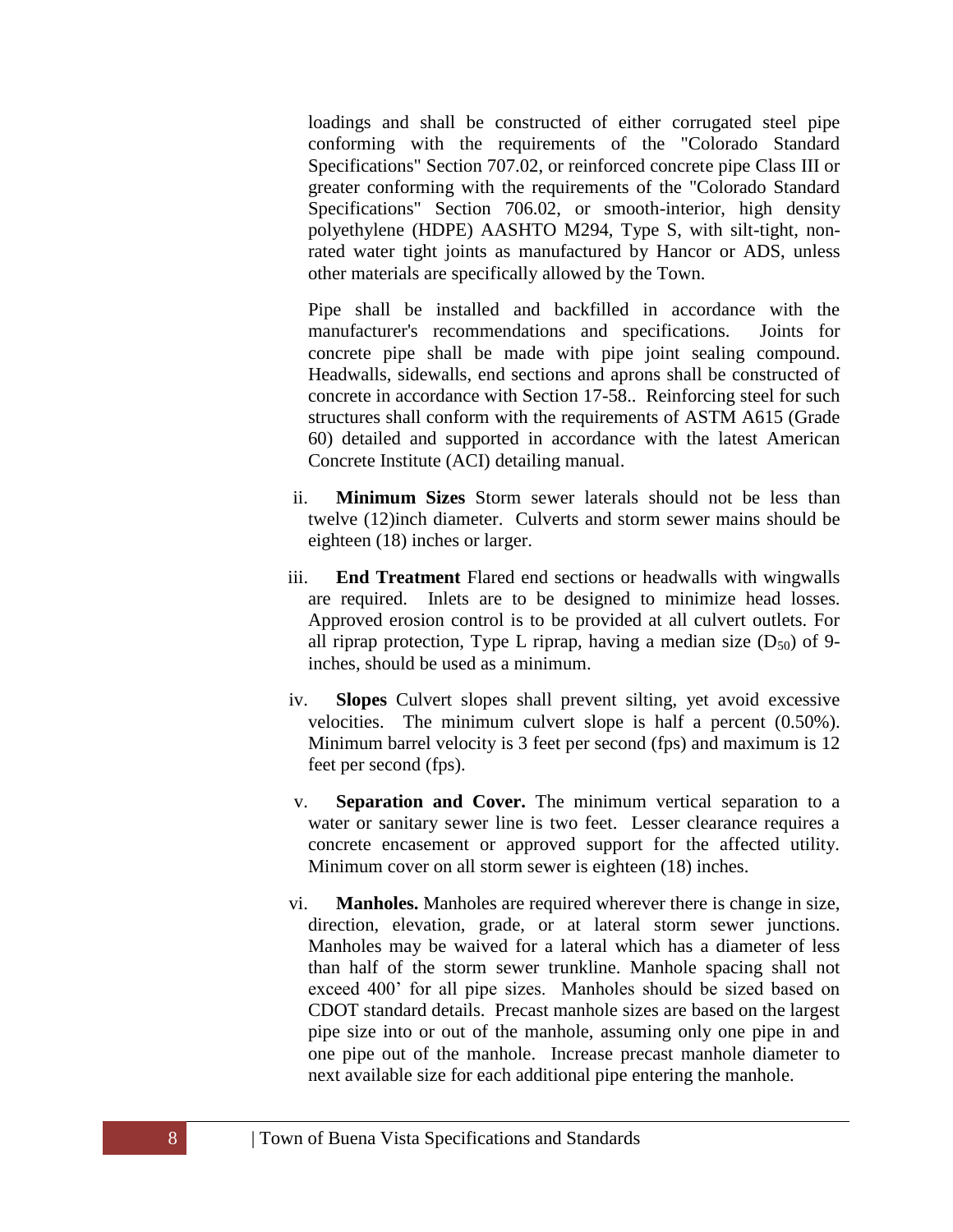loadings and shall be constructed of either corrugated steel pipe conforming with the requirements of the "Colorado Standard Specifications" Section 707.02, or reinforced concrete pipe Class III or greater conforming with the requirements of the "Colorado Standard Specifications" Section 706.02, or smooth-interior, high density polyethylene (HDPE) AASHTO M294, Type S, with silt-tight, non-rated water tight joints as manufactured by Hancor or ADS, unless other materials are specifically allowed by the Town.

Pipe shall be installed and backfilled in accordance with the manufacturer's recommendations and specifications. Joints for concrete pipe shall be made with pipe joint sealing compound. Headwalls, sidewalls, end sections and aprons shall be constructed of concrete in accordance with Section 17-58.. Reinforcing steel for such structures shall conform with the requirements of ASTM A615 (Grade 60) detailed and supported in accordance with the latest American Concrete Institute (ACI) detailing manual.

ii. **Minimum Sizes** Storm sewer laterals should not be less than twelve (12)inch diameter. Culverts and storm sewer mains should be eighteen (18) inches or larger.

iii. **End Treatment** Flared end sections or headwalls with wingwalls are required. Inlets are to be designed to minimize head losses. Approved erosion control is to be provided at all culvert outlets. For all riprap protection, Type L riprap, having a median size ($D_{50}$) of 9-inches, should be used as a minimum.

iv. **Slopes** Culvert slopes shall prevent silting, yet avoid excessive velocities. The minimum culvert slope is half a percent (0.50%). Minimum barrel velocity is 3 feet per second (fps) and maximum is 12 feet per second (fps).

v. **Separation and Cover.** The minimum vertical separation to a water or sanitary sewer line is two feet. Lesser clearance requires a concrete encasement or approved support for the affected utility. Minimum cover on all storm sewer is eighteen (18) inches.

vi. **Manholes.** Manholes are required wherever there is change in size, direction, elevation, grade, or at lateral storm sewer junctions. Manholes may be waived for a lateral which has a diameter of less than half of the storm sewer trunkline. Manhole spacing shall not exceed 400' for all pipe sizes. Manholes should be sized based on CDOT standard details. Precast manhole sizes are based on the largest pipe size into or out of the manhole, assuming only one pipe in and one pipe out of the manhole. Increase precast manhole diameter to next available size for each additional pipe entering the manhole.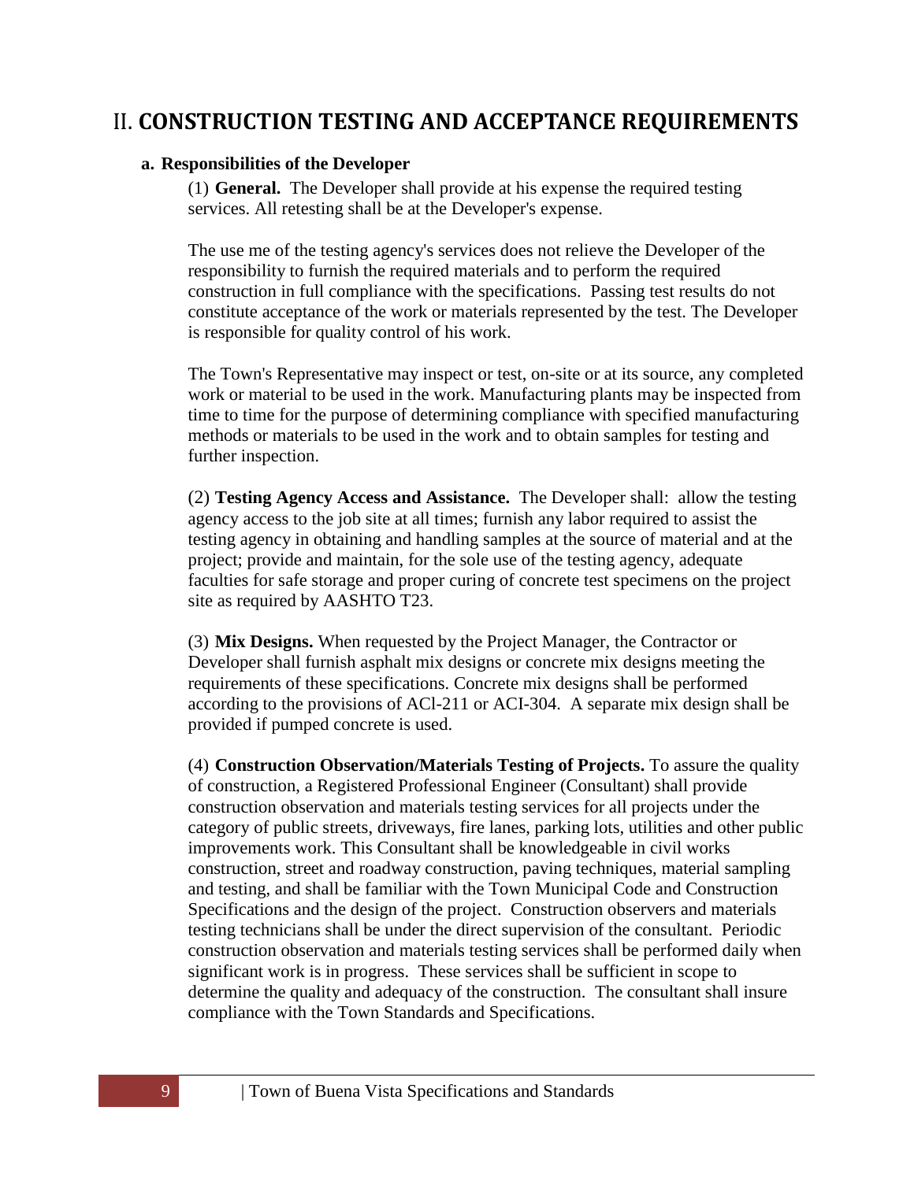# II. CONSTRUCTION TESTING AND ACCEPTANCE REQUIREMENTS

**a. Responsibilities of the Developer**

(1) **General.** The Developer shall provide at his expense the required testing services. All retesting shall be at the Developer's expense.

The use me of the testing agency's services does not relieve the Developer of the responsibility to furnish the required materials and to perform the required construction in full compliance with the specifications. Passing test results do not constitute acceptance of the work or materials represented by the test. The Developer is responsible for quality control of his work.

The Town's Representative may inspect or test, on-site or at its source, any completed work or material to be used in the work. Manufacturing plants may be inspected from time to time for the purpose of determining compliance with specified manufacturing methods or materials to be used in the work and to obtain samples for testing and further inspection.

(2) **Testing Agency Access and Assistance.** The Developer shall: allow the testing agency access to the job site at all times; furnish any labor required to assist the testing agency in obtaining and handling samples at the source of material and at the project; provide and maintain, for the sole use of the testing agency, adequate faculties for safe storage and proper curing of concrete test specimens on the project site as required by AASHTO T23.

(3) **Mix Designs.** When requested by the Project Manager, the Contractor or Developer shall furnish asphalt mix designs or concrete mix designs meeting the requirements of these specifications. Concrete mix designs shall be performed according to the provisions of ACl-211 or ACI-304. A separate mix design shall be provided if pumped concrete is used.

(4) **Construction Observation/Materials Testing of Projects.** To assure the quality of construction, a Registered Professional Engineer (Consultant) shall provide construction observation and materials testing services for all projects under the category of public streets, driveways, fire lanes, parking lots, utilities and other public improvements work. This Consultant shall be knowledgeable in civil works construction, street and roadway construction, paving techniques, material sampling and testing, and shall be familiar with the Town Municipal Code and Construction Specifications and the design of the project. Construction observers and materials testing technicians shall be under the direct supervision of the consultant. Periodic construction observation and materials testing services shall be performed daily when significant work is in progress. These services shall be sufficient in scope to determine the quality and adequacy of the construction. The consultant shall insure compliance with the Town Standards and Specifications.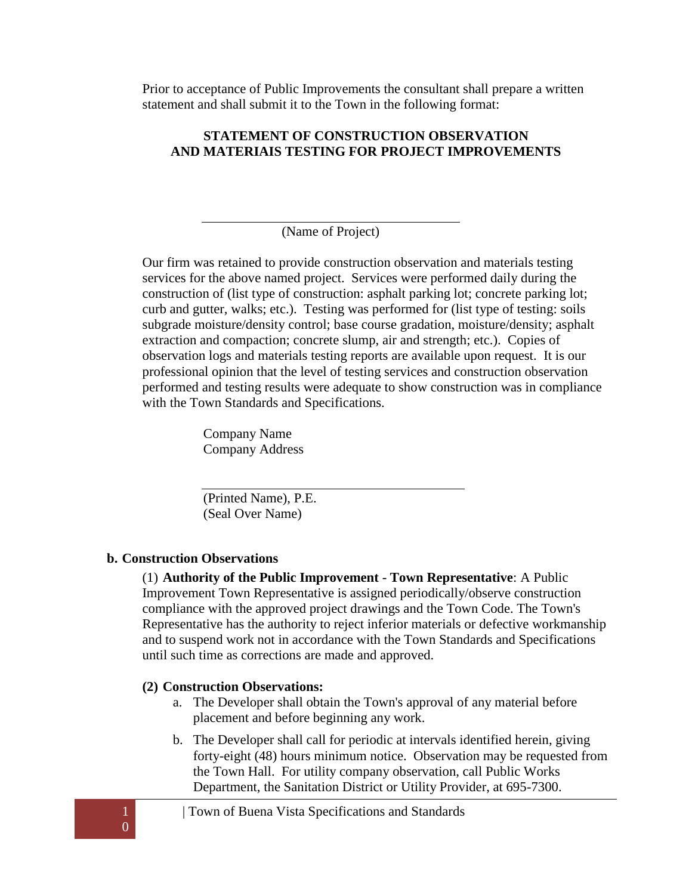Prior to acceptance of Public Improvements the consultant shall prepare a written statement and shall submit it to the Town in the following format:

**STATEMENT OF CONSTRUCTION OBSERVATION AND MATERIAIS TESTING FOR PROJECT IMPROVEMENTS**

\_\_\_\_\_\_\_\_\_\_\_\_\_\_\_\_\_\_\_\_\_\_\_\_\_\_\_\_\_\_\_\_\_\_\_\_\_\_

(Name of Project)

Our firm was retained to provide construction observation and materials testing services for the above named project. Services were performed daily during the construction of (list type of construction: asphalt parking lot; concrete parking lot; curb and gutter, walks; etc.). Testing was performed for (list type of testing: soils subgrade moisture/density control; base course gradation, moisture/density; asphalt extraction and compaction; concrete slump, air and strength; etc.). Copies of observation logs and materials testing reports are available upon request. It is our professional opinion that the level of testing services and construction observation performed and testing results were adequate to show construction was in compliance with the Town Standards and Specifications.

Company Name
Company Address

\_\_\_\_\_\_\_\_\_\_\_\_\_\_\_\_\_\_\_\_\_\_\_\_\_\_\_\_\_\_\_\_\_\_\_\_\_\_

(Printed Name), P.E.
(Seal Over Name)

**b. Construction Observations**

(1) **Authority of the Public Improvement - Town Representative**: A Public Improvement Town Representative is assigned periodically/observe construction compliance with the approved project drawings and the Town Code. The Town's Representative has the authority to reject inferior materials or defective workmanship and to suspend work not in accordance with the Town Standards and Specifications until such time as corrections are made and approved.

**(2) Construction Observations:**

a. The Developer shall obtain the Town's approval of any material before placement and before beginning any work.

b. The Developer shall call for periodic at intervals identified herein, giving forty-eight (48) hours minimum notice. Observation may be requested from the Town Hall. For utility company observation, call Public Works Department, the Sanitation District or Utility Provider, at 695-7300.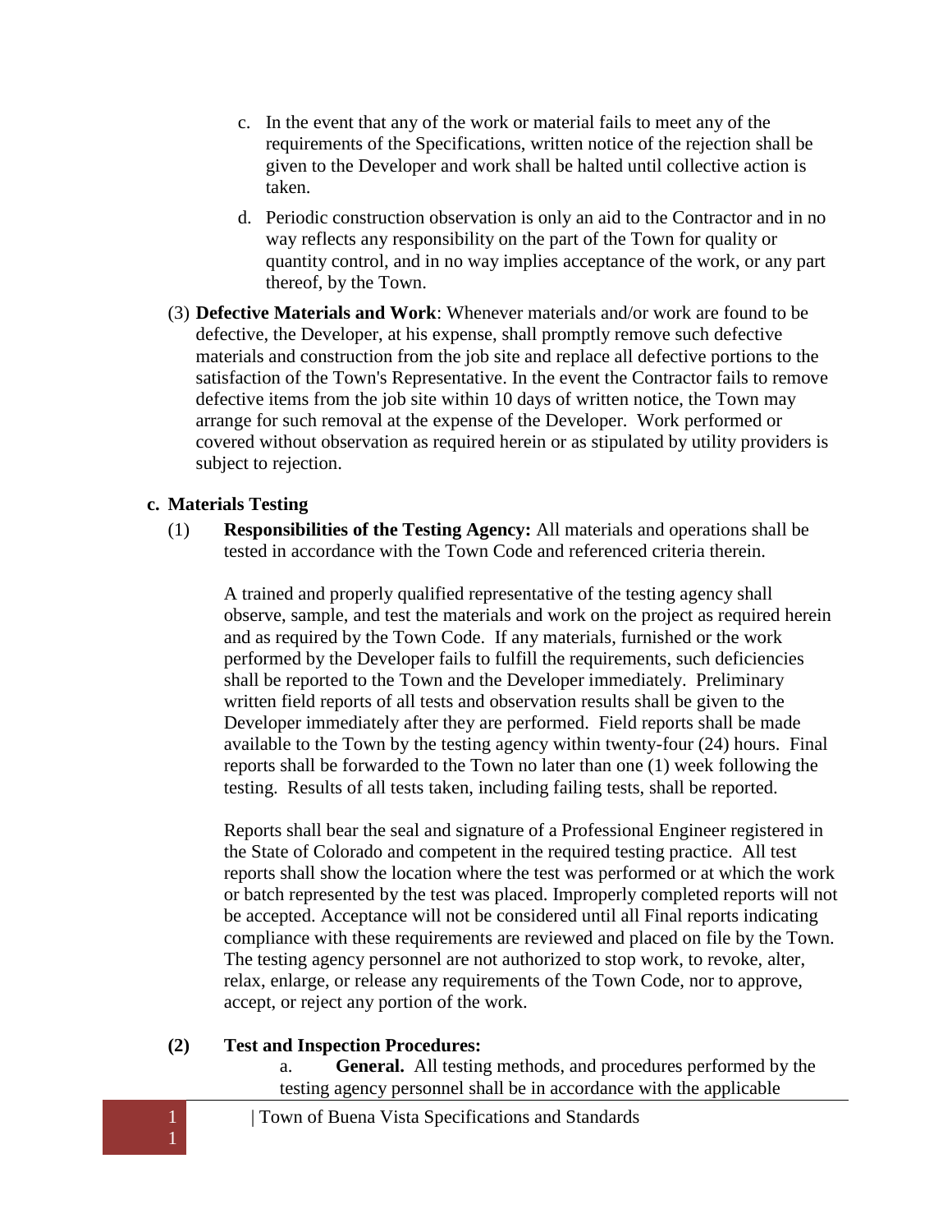c. In the event that any of the work or material fails to meet any of the requirements of the Specifications, written notice of the rejection shall be given to the Developer and work shall be halted until collective action is taken.

d. Periodic construction observation is only an aid to the Contractor and in no way reflects any responsibility on the part of the Town for quality or quantity control, and in no way implies acceptance of the work, or any part thereof, by the Town.

(3) **Defective Materials and Work**: Whenever materials and/or work are found to be defective, the Developer, at his expense, shall promptly remove such defective materials and construction from the job site and replace all defective portions to the satisfaction of the Town's Representative. In the event the Contractor fails to remove defective items from the job site within 10 days of written notice, the Town may arrange for such removal at the expense of the Developer. Work performed or covered without observation as required herein or as stipulated by utility providers is subject to rejection.

**c. Materials Testing**

(1) **Responsibilities of the Testing Agency:** All materials and operations shall be tested in accordance with the Town Code and referenced criteria therein.

A trained and properly qualified representative of the testing agency shall observe, sample, and test the materials and work on the project as required herein and as required by the Town Code. If any materials, furnished or the work performed by the Developer fails to fulfill the requirements, such deficiencies shall be reported to the Town and the Developer immediately. Preliminary written field reports of all tests and observation results shall be given to the Developer immediately after they are performed. Field reports shall be made available to the Town by the testing agency within twenty-four (24) hours. Final reports shall be forwarded to the Town no later than one (1) week following the testing. Results of all tests taken, including failing tests, shall be reported.

Reports shall bear the seal and signature of a Professional Engineer registered in the State of Colorado and competent in the required testing practice. All test reports shall show the location where the test was performed or at which the work or batch represented by the test was placed. Improperly completed reports will not be accepted. Acceptance will not be considered until all Final reports indicating compliance with these requirements are reviewed and placed on file by the Town. The testing agency personnel are not authorized to stop work, to revoke, alter, relax, enlarge, or release any requirements of the Town Code, nor to approve, accept, or reject any portion of the work.

**(2) Test and Inspection Procedures:**

a. **General.** All testing methods, and procedures performed by the testing agency personnel shall be in accordance with the applicable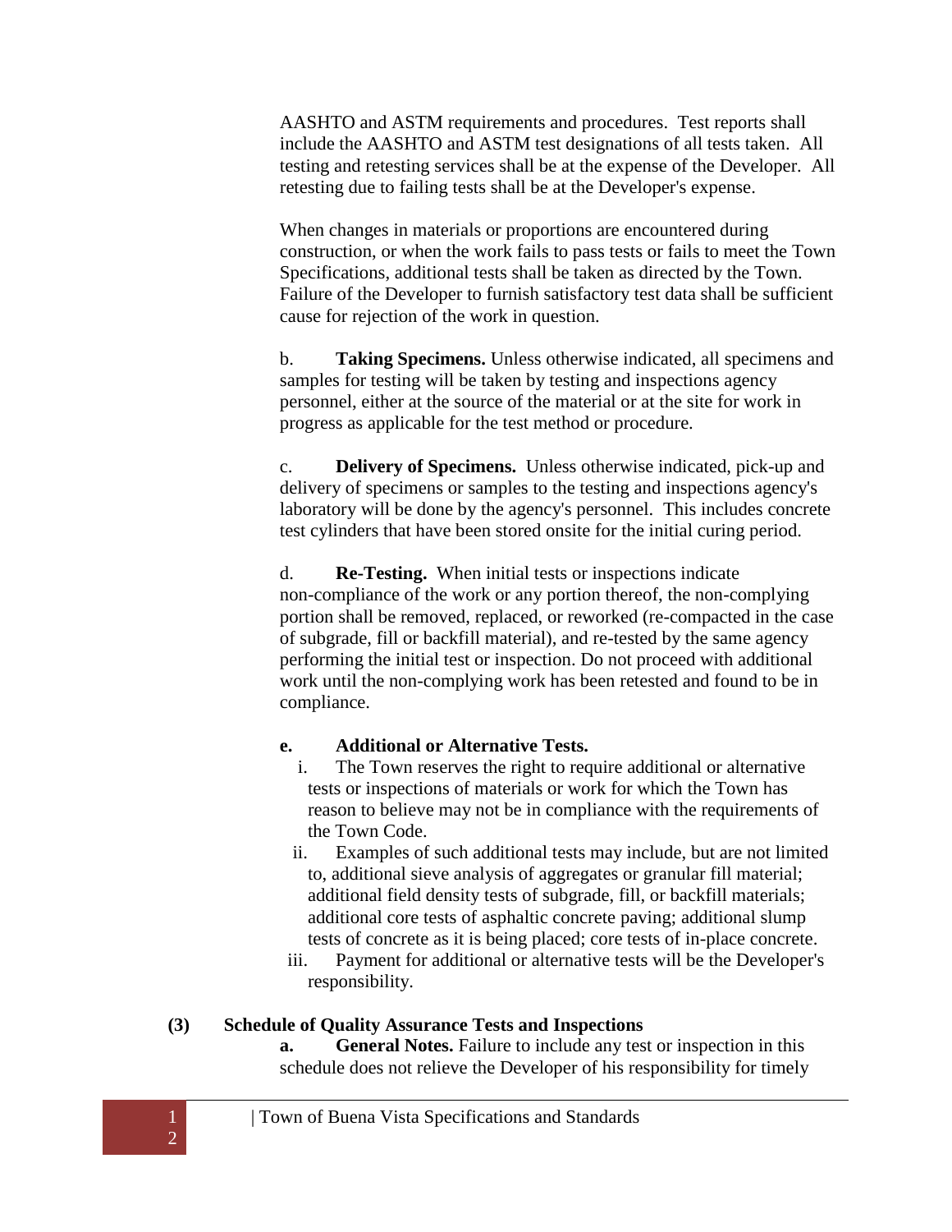AASHTO and ASTM requirements and procedures. Test reports shall include the AASHTO and ASTM test designations of all tests taken. All testing and retesting services shall be at the expense of the Developer. All retesting due to failing tests shall be at the Developer's expense.

When changes in materials or proportions are encountered during construction, or when the work fails to pass tests or fails to meet the Town Specifications, additional tests shall be taken as directed by the Town. Failure of the Developer to furnish satisfactory test data shall be sufficient cause for rejection of the work in question.

b. **Taking Specimens.** Unless otherwise indicated, all specimens and samples for testing will be taken by testing and inspections agency personnel, either at the source of the material or at the site for work in progress as applicable for the test method or procedure.

c. **Delivery of Specimens.** Unless otherwise indicated, pick-up and delivery of specimens or samples to the testing and inspections agency's laboratory will be done by the agency's personnel. This includes concrete test cylinders that have been stored onsite for the initial curing period.

d. **Re-Testing.** When initial tests or inspections indicate non-compliance of the work or any portion thereof, the non-complying portion shall be removed, replaced, or reworked (re-compacted in the case of subgrade, fill or backfill material), and re-tested by the same agency performing the initial test or inspection. Do not proceed with additional work until the non-complying work has been retested and found to be in compliance.

**e. Additional or Alternative Tests.**

i. The Town reserves the right to require additional or alternative tests or inspections of materials or work for which the Town has reason to believe may not be in compliance with the requirements of the Town Code.

ii. Examples of such additional tests may include, but are not limited to, additional sieve analysis of aggregates or granular fill material; additional field density tests of subgrade, fill, or backfill materials; additional core tests of asphaltic concrete paving; additional slump tests of concrete as it is being placed; core tests of in-place concrete.

iii. Payment for additional or alternative tests will be the Developer's responsibility.

**(3) Schedule of Quality Assurance Tests and Inspections**

**a. General Notes.** Failure to include any test or inspection in this schedule does not relieve the Developer of his responsibility for timely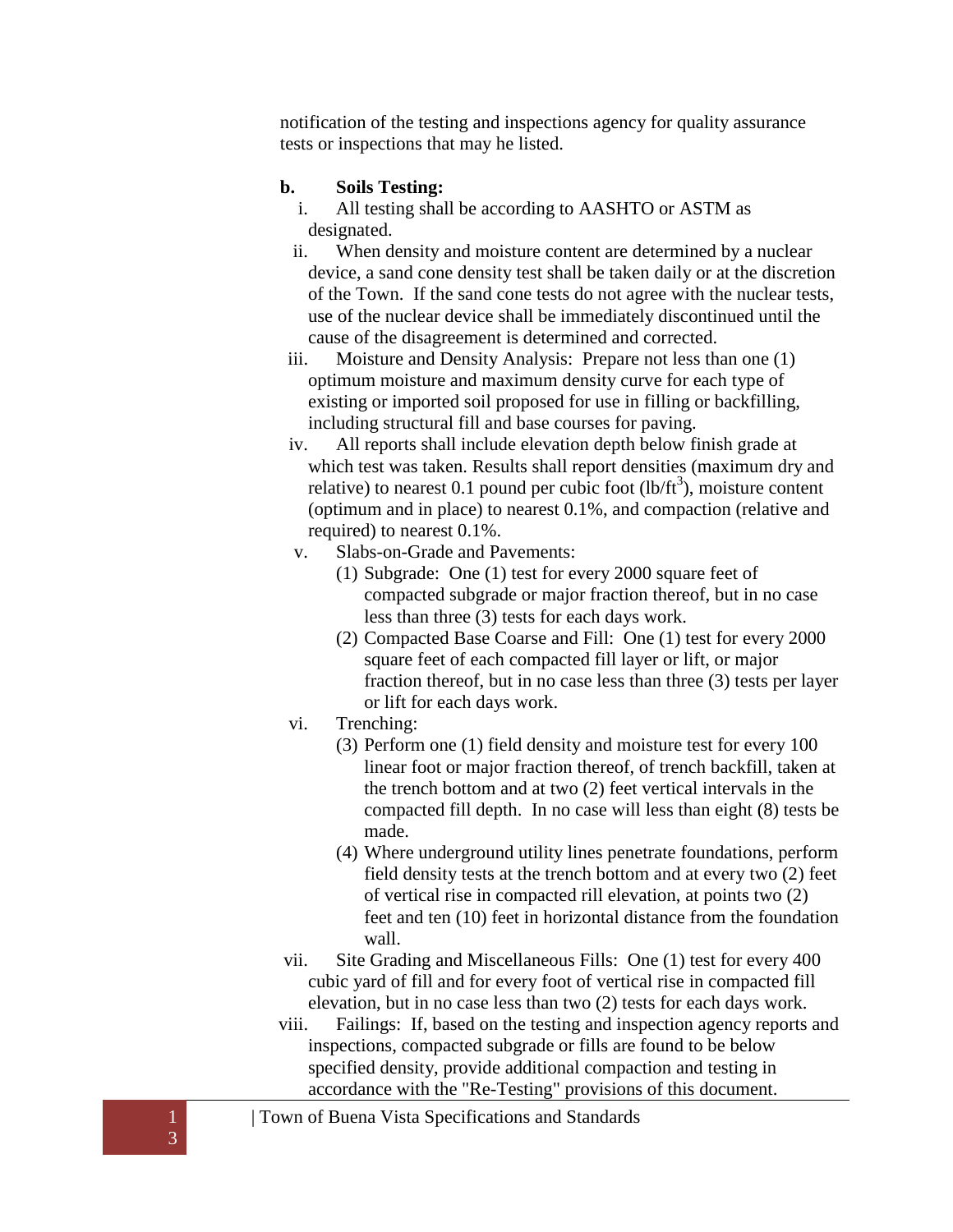notification of the testing and inspections agency for quality assurance tests or inspections that may he listed.

**b. Soils Testing:**

i. All testing shall be according to AASHTO or ASTM as designated.

ii. When density and moisture content are determined by a nuclear device, a sand cone density test shall be taken daily or at the discretion of the Town. If the sand cone tests do not agree with the nuclear tests, use of the nuclear device shall be immediately discontinued until the cause of the disagreement is determined and corrected.

iii. Moisture and Density Analysis: Prepare not less than one (1) optimum moisture and maximum density curve for each type of existing or imported soil proposed for use in filling or backfilling, including structural fill and base courses for paving.

iv. All reports shall include elevation depth below finish grade at which test was taken. Results shall report densities (maximum dry and relative) to nearest 0.1 pound per cubic foot ($lb/ft^3$), moisture content (optimum and in place) to nearest 0.1%, and compaction (relative and required) to nearest 0.1%.

v. Slabs-on-Grade and Pavements:

(1) Subgrade: One (1) test for every 2000 square feet of compacted subgrade or major fraction thereof, but in no case less than three (3) tests for each days work.

(2) Compacted Base Coarse and Fill: One (1) test for every 2000 square feet of each compacted fill layer or lift, or major fraction thereof, but in no case less than three (3) tests per layer or lift for each days work.

vi. Trenching:

(3) Perform one (1) field density and moisture test for every 100 linear foot or major fraction thereof, of trench backfill, taken at the trench bottom and at two (2) feet vertical intervals in the compacted fill depth. In no case will less than eight (8) tests be made.

(4) Where underground utility lines penetrate foundations, perform field density tests at the trench bottom and at every two (2) feet of vertical rise in compacted rill elevation, at points two (2) feet and ten (10) feet in horizontal distance from the foundation wall.

vii. Site Grading and Miscellaneous Fills: One (1) test for every 400 cubic yard of fill and for every foot of vertical rise in compacted fill elevation, but in no case less than two (2) tests for each days work.

viii. Failings: If, based on the testing and inspection agency reports and inspections, compacted subgrade or fills are found to be below specified density, provide additional compaction and testing in accordance with the "Re-Testing" provisions of this document.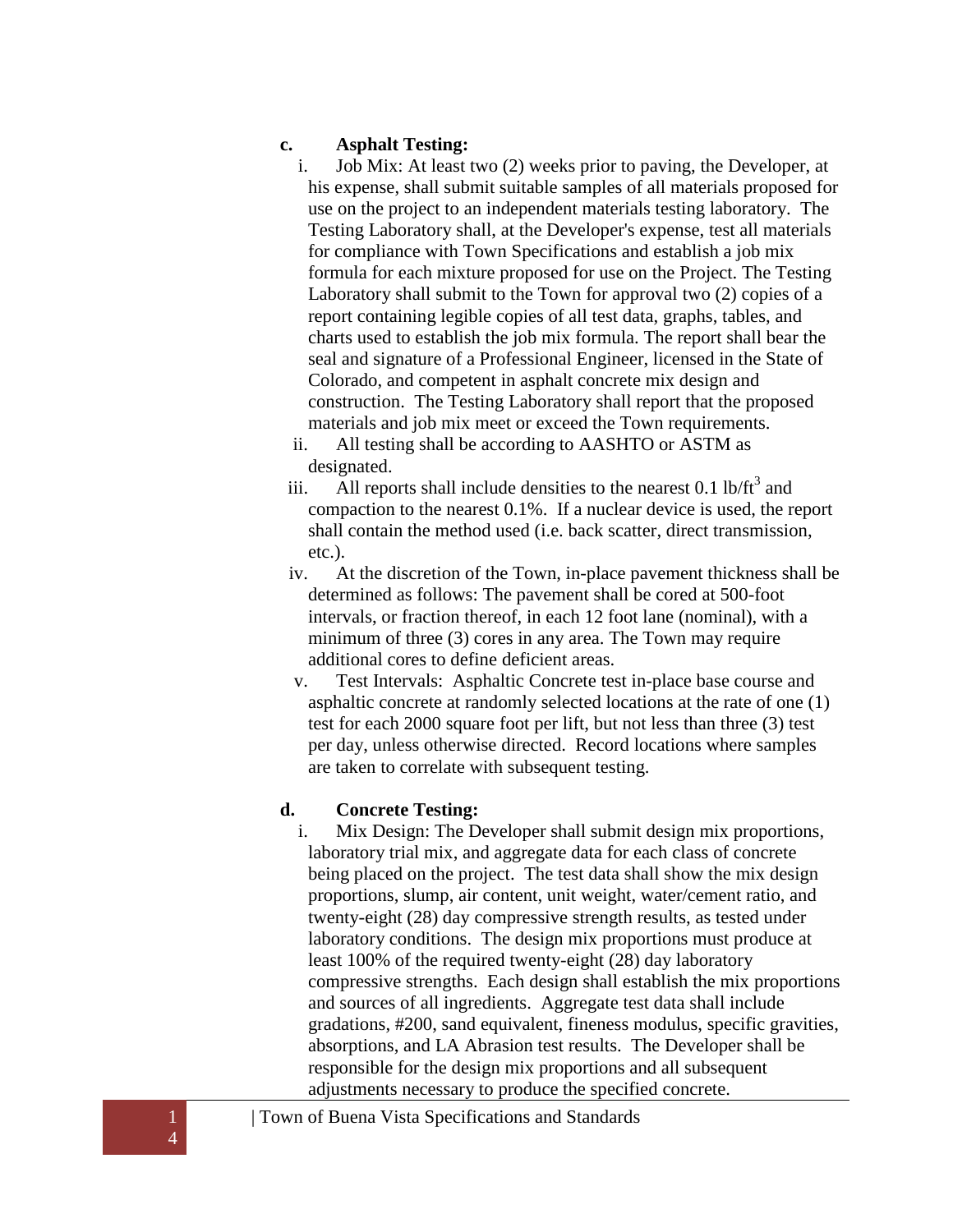**c. Asphalt Testing:**

i. Job Mix: At least two (2) weeks prior to paving, the Developer, at his expense, shall submit suitable samples of all materials proposed for use on the project to an independent materials testing laboratory. The Testing Laboratory shall, at the Developer's expense, test all materials for compliance with Town Specifications and establish a job mix formula for each mixture proposed for use on the Project. The Testing Laboratory shall submit to the Town for approval two (2) copies of a report containing legible copies of all test data, graphs, tables, and charts used to establish the job mix formula. The report shall bear the seal and signature of a Professional Engineer, licensed in the State of Colorado, and competent in asphalt concrete mix design and construction. The Testing Laboratory shall report that the proposed materials and job mix meet or exceed the Town requirements.

ii. All testing shall be according to AASHTO or ASTM as designated.

iii. All reports shall include densities to the nearest 0.1 lb/ft$^3$ and compaction to the nearest 0.1%. If a nuclear device is used, the report shall contain the method used (i.e. back scatter, direct transmission, etc.).

iv. At the discretion of the Town, in-place pavement thickness shall be determined as follows: The pavement shall be cored at 500-foot intervals, or fraction thereof, in each 12 foot lane (nominal), with a minimum of three (3) cores in any area. The Town may require additional cores to define deficient areas.

v. Test Intervals: Asphaltic Concrete test in-place base course and asphaltic concrete at randomly selected locations at the rate of one (1) test for each 2000 square foot per lift, but not less than three (3) test per day, unless otherwise directed. Record locations where samples are taken to correlate with subsequent testing.

**d. Concrete Testing:**

i. Mix Design: The Developer shall submit design mix proportions, laboratory trial mix, and aggregate data for each class of concrete being placed on the project. The test data shall show the mix design proportions, slump, air content, unit weight, water/cement ratio, and twenty-eight (28) day compressive strength results, as tested under laboratory conditions. The design mix proportions must produce at least 100% of the required twenty-eight (28) day laboratory compressive strengths. Each design shall establish the mix proportions and sources of all ingredients. Aggregate test data shall include gradations, #200, sand equivalent, fineness modulus, specific gravities, absorptions, and LA Abrasion test results. The Developer shall be responsible for the design mix proportions and all subsequent adjustments necessary to produce the specified concrete.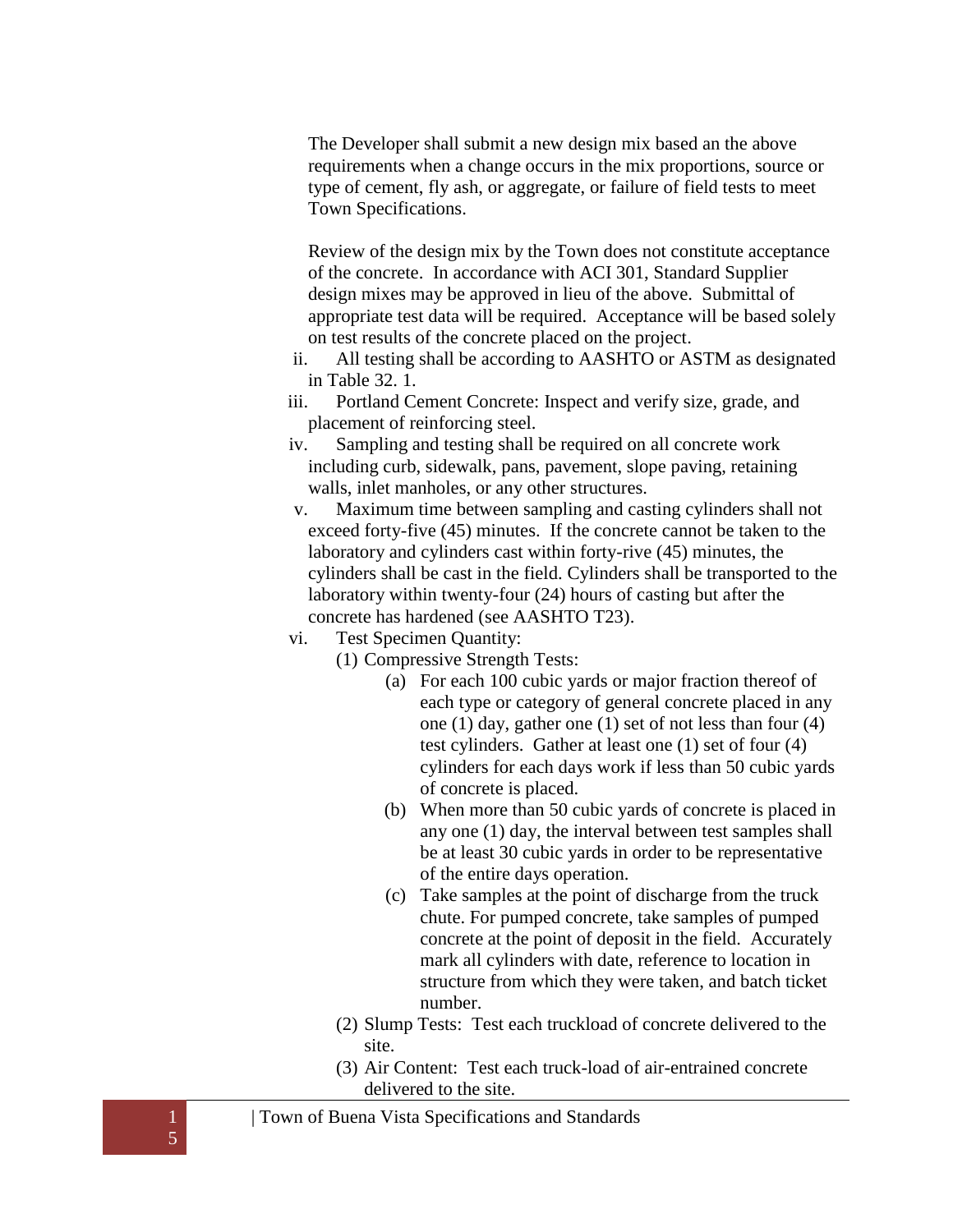The Developer shall submit a new design mix based an the above requirements when a change occurs in the mix proportions, source or type of cement, fly ash, or aggregate, or failure of field tests to meet Town Specifications.

Review of the design mix by the Town does not constitute acceptance of the concrete. In accordance with ACI 301, Standard Supplier design mixes may be approved in lieu of the above. Submittal of appropriate test data will be required. Acceptance will be based solely on test results of the concrete placed on the project.

ii. All testing shall be according to AASHTO or ASTM as designated in Table 32. 1.

iii. Portland Cement Concrete: Inspect and verify size, grade, and placement of reinforcing steel.

iv. Sampling and testing shall be required on all concrete work including curb, sidewalk, pans, pavement, slope paving, retaining walls, inlet manholes, or any other structures.

v. Maximum time between sampling and casting cylinders shall not exceed forty-five (45) minutes. If the concrete cannot be taken to the laboratory and cylinders cast within forty-rive (45) minutes, the cylinders shall be cast in the field. Cylinders shall be transported to the laboratory within twenty-four (24) hours of casting but after the concrete has hardened (see AASHTO T23).

vi. Test Specimen Quantity:

(1) Compressive Strength Tests:

(a) For each 100 cubic yards or major fraction thereof of each type or category of general concrete placed in any one (1) day, gather one (1) set of not less than four (4) test cylinders. Gather at least one (1) set of four (4) cylinders for each days work if less than 50 cubic yards of concrete is placed.

(b) When more than 50 cubic yards of concrete is placed in any one (1) day, the interval between test samples shall be at least 30 cubic yards in order to be representative of the entire days operation.

(c) Take samples at the point of discharge from the truck chute. For pumped concrete, take samples of pumped concrete at the point of deposit in the field. Accurately mark all cylinders with date, reference to location in structure from which they were taken, and batch ticket number.

(2) Slump Tests: Test each truckload of concrete delivered to the site.

(3) Air Content: Test each truck-load of air-entrained concrete delivered to the site.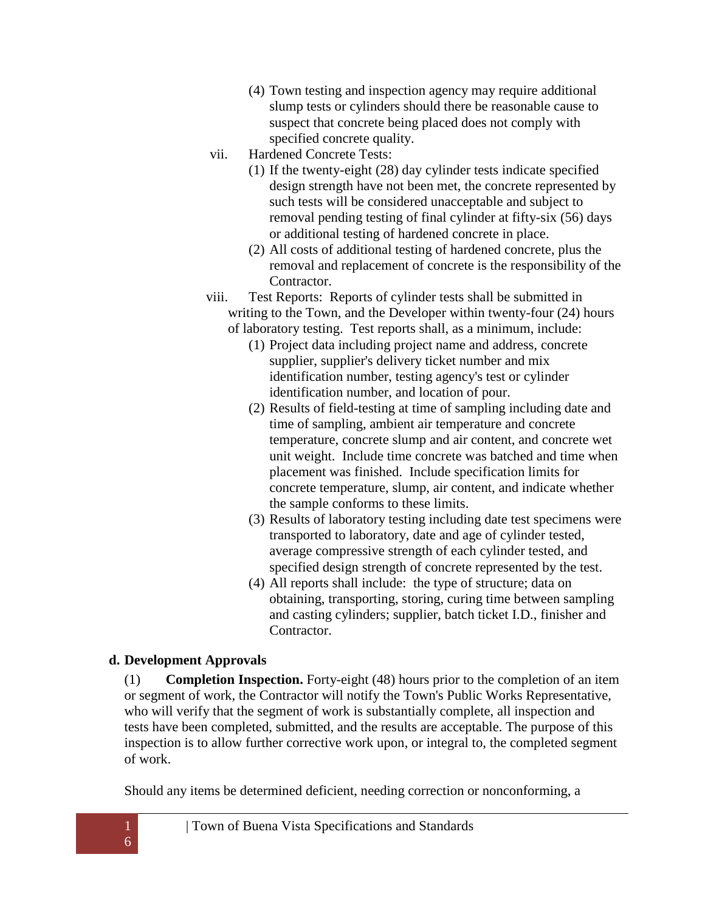(4) Town testing and inspection agency may require additional slump tests or cylinders should there be reasonable cause to suspect that concrete being placed does not comply with specified concrete quality.

vii. Hardened Concrete Tests:

(1) If the twenty-eight (28) day cylinder tests indicate specified design strength have not been met, the concrete represented by such tests will be considered unacceptable and subject to removal pending testing of final cylinder at fifty-six (56) days or additional testing of hardened concrete in place.

(2) All costs of additional testing of hardened concrete, plus the removal and replacement of concrete is the responsibility of the Contractor.

viii. Test Reports: Reports of cylinder tests shall be submitted in writing to the Town, and the Developer within twenty-four (24) hours of laboratory testing. Test reports shall, as a minimum, include:

(1) Project data including project name and address, concrete supplier, supplier's delivery ticket number and mix identification number, testing agency's test or cylinder identification number, and location of pour.

(2) Results of field-testing at time of sampling including date and time of sampling, ambient air temperature and concrete temperature, concrete slump and air content, and concrete wet unit weight. Include time concrete was batched and time when placement was finished. Include specification limits for concrete temperature, slump, air content, and indicate whether the sample conforms to these limits.

(3) Results of laboratory testing including date test specimens were transported to laboratory, date and age of cylinder tested, average compressive strength of each cylinder tested, and specified design strength of concrete represented by the test.

(4) All reports shall include: the type of structure; data on obtaining, transporting, storing, curing time between sampling and casting cylinders; supplier, batch ticket I.D., finisher and Contractor.

**d. Development Approvals**

(1) **Completion Inspection.** Forty-eight (48) hours prior to the completion of an item or segment of work, the Contractor will notify the Town's Public Works Representative, who will verify that the segment of work is substantially complete, all inspection and tests have been completed, submitted, and the results are acceptable. The purpose of this inspection is to allow further corrective work upon, or integral to, the completed segment of work.

Should any items be determined deficient, needing correction or nonconforming, a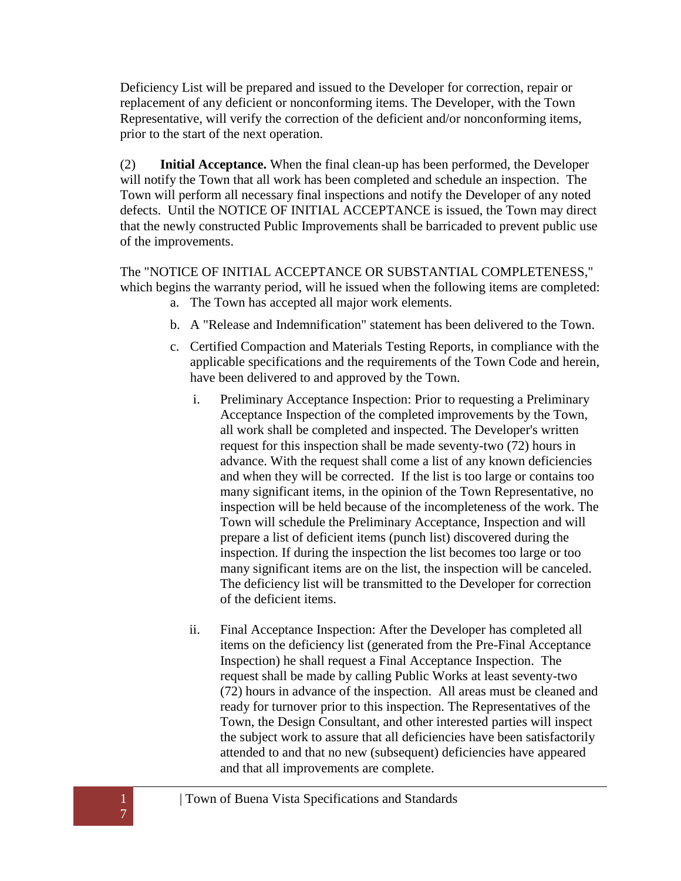Deficiency List will be prepared and issued to the Developer for correction, repair or replacement of any deficient or nonconforming items. The Developer, with the Town Representative, will verify the correction of the deficient and/or nonconforming items, prior to the start of the next operation.

(2) **Initial Acceptance.** When the final clean-up has been performed, the Developer will notify the Town that all work has been completed and schedule an inspection. The Town will perform all necessary final inspections and notify the Developer of any noted defects. Until the NOTICE OF INITIAL ACCEPTANCE is issued, the Town may direct that the newly constructed Public Improvements shall be barricaded to prevent public use of the improvements.

The "NOTICE OF INITIAL ACCEPTANCE OR SUBSTANTIAL COMPLETENESS," which begins the warranty period, will he issued when the following items are completed:

a. The Town has accepted all major work elements.

b. A "Release and Indemnification" statement has been delivered to the Town.

c. Certified Compaction and Materials Testing Reports, in compliance with the applicable specifications and the requirements of the Town Code and herein, have been delivered to and approved by the Town.

   i. Preliminary Acceptance Inspection: Prior to requesting a Preliminary Acceptance Inspection of the completed improvements by the Town, all work shall be completed and inspected. The Developer's written request for this inspection shall be made seventy-two (72) hours in advance. With the request shall come a list of any known deficiencies and when they will be corrected. If the list is too large or contains too many significant items, in the opinion of the Town Representative, no inspection will be held because of the incompleteness of the work. The Town will schedule the Preliminary Acceptance, Inspection and will prepare a list of deficient items (punch list) discovered during the inspection. If during the inspection the list becomes too large or too many significant items are on the list, the inspection will be canceled. The deficiency list will be transmitted to the Developer for correction of the deficient items.

   ii. Final Acceptance Inspection: After the Developer has completed all items on the deficiency list (generated from the Pre-Final Acceptance Inspection) he shall request a Final Acceptance Inspection. The request shall be made by calling Public Works at least seventy-two (72) hours in advance of the inspection. All areas must be cleaned and ready for turnover prior to this inspection. The Representatives of the Town, the Design Consultant, and other interested parties will inspect the subject work to assure that all deficiencies have been satisfactorily attended to and that no new (subsequent) deficiencies have appeared and that all improvements are complete.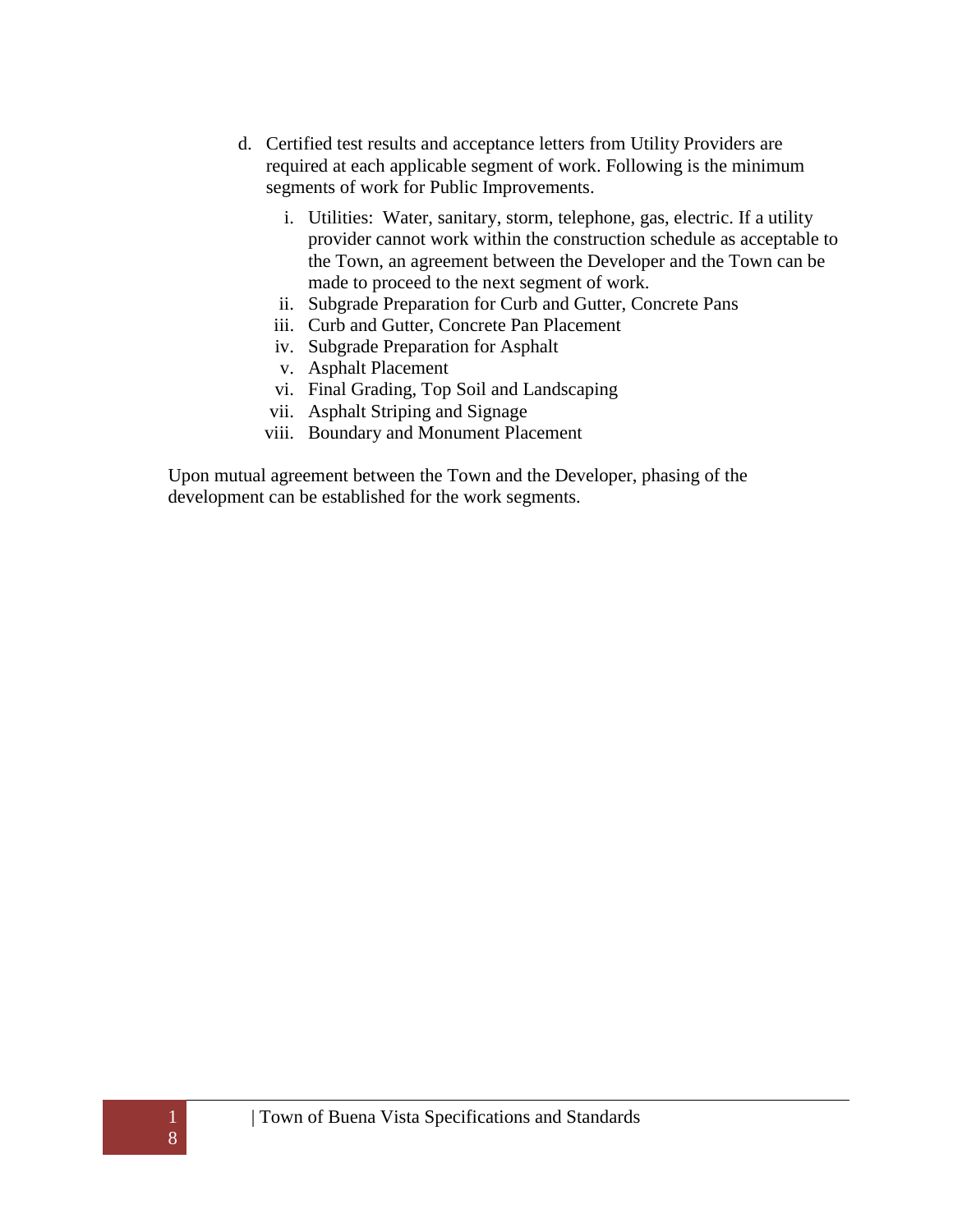d. Certified test results and acceptance letters from Utility Providers are required at each applicable segment of work. Following is the minimum segments of work for Public Improvements.

   i. Utilities: Water, sanitary, storm, telephone, gas, electric. If a utility provider cannot work within the construction schedule as acceptable to the Town, an agreement between the Developer and the Town can be made to proceed to the next segment of work.
   ii. Subgrade Preparation for Curb and Gutter, Concrete Pans
   iii. Curb and Gutter, Concrete Pan Placement
   iv. Subgrade Preparation for Asphalt
   v. Asphalt Placement
   vi. Final Grading, Top Soil and Landscaping
   vii. Asphalt Striping and Signage
   viii. Boundary and Monument Placement

Upon mutual agreement between the Town and the Developer, phasing of the development can be established for the work segments.